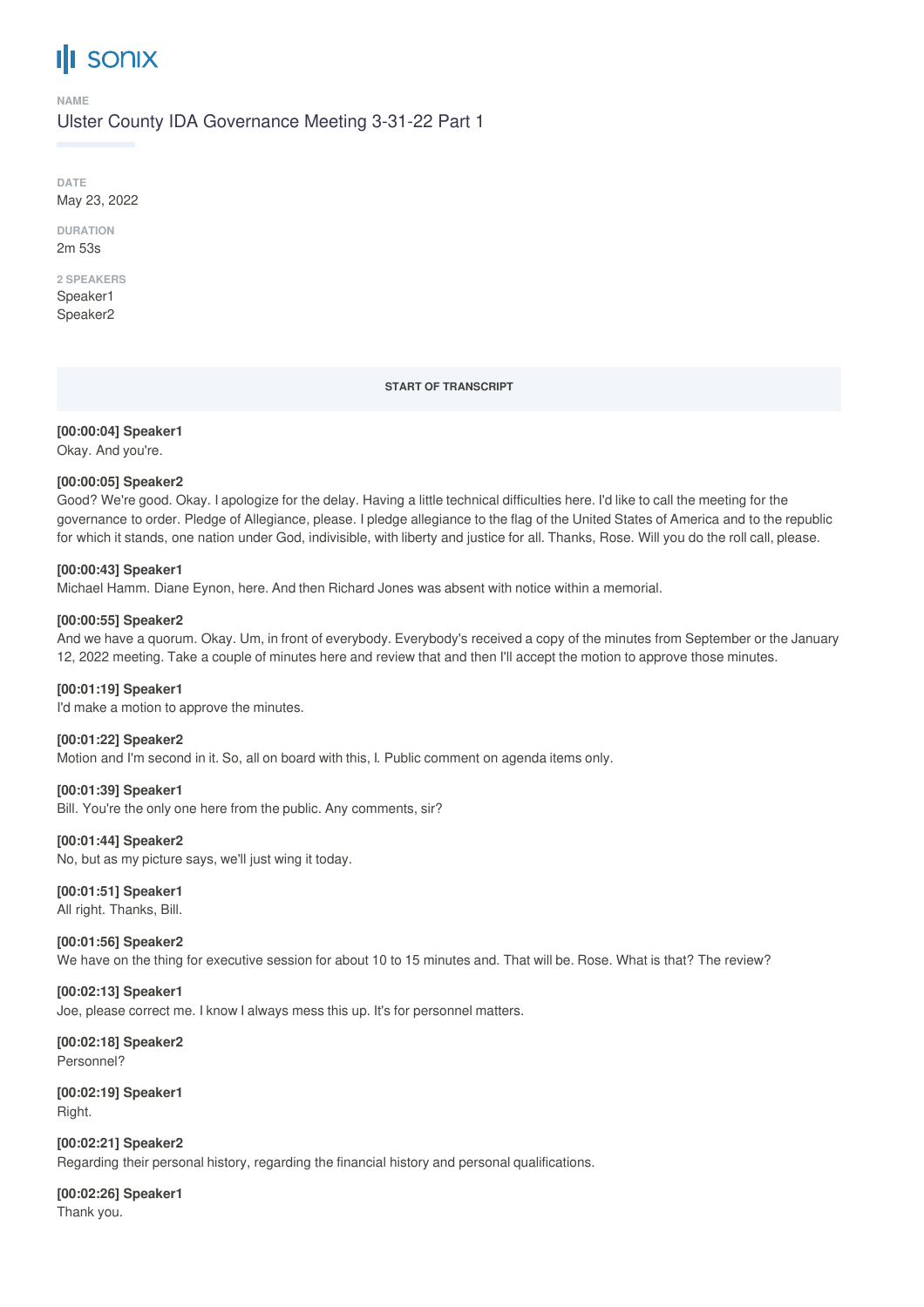# sonix

**NAME**

Ulster County IDA Governance Meeting 3-31-22 Part 1

**DATE**

May 23, 2022

**DURATION**

2m 53s

**2 SPEAKERS**

Speaker1
Speaker2

**START OF TRANSCRIPT**

**[00:00:04] Speaker1**
Okay. And you're.

**[00:00:05] Speaker2**
Good? We're good. Okay. I apologize for the delay. Having a little technical difficulties here. I'd like to call the meeting for the governance to order. Pledge of Allegiance, please. I pledge allegiance to the flag of the United States of America and to the republic for which it stands, one nation under God, indivisible, with liberty and justice for all. Thanks, Rose. Will you do the roll call, please.

**[00:00:43] Speaker1**
Michael Hamm. Diane Eynon, here. And then Richard Jones was absent with notice within a memorial.

**[00:00:55] Speaker2**
And we have a quorum. Okay. Um, in front of everybody. Everybody's received a copy of the minutes from September or the January 12, 2022 meeting. Take a couple of minutes here and review that and then I'll accept the motion to approve those minutes.

**[00:01:19] Speaker1**
I'd make a motion to approve the minutes.

**[00:01:22] Speaker2**
Motion and I'm second in it. So, all on board with this, I. Public comment on agenda items only.

**[00:01:39] Speaker1**
Bill. You're the only one here from the public. Any comments, sir?

**[00:01:44] Speaker2**
No, but as my picture says, we'll just wing it today.

**[00:01:51] Speaker1**
All right. Thanks, Bill.

**[00:01:56] Speaker2**
We have on the thing for executive session for about 10 to 15 minutes and. That will be. Rose. What is that? The review?

**[00:02:13] Speaker1**
Joe, please correct me. I know I always mess this up. It's for personnel matters.

**[00:02:18] Speaker2**
Personnel?

**[00:02:19] Speaker1**
Right.

**[00:02:21] Speaker2**
Regarding their personal history, regarding the financial history and personal qualifications.

**[00:02:26] Speaker1**
Thank you.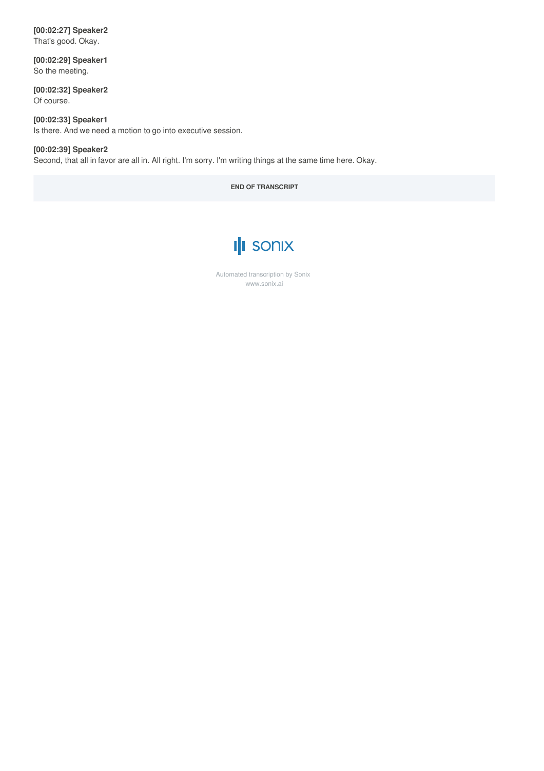**[00:02:27] Speaker2**
That's good. Okay.

**[00:02:29] Speaker1**
So the meeting.

**[00:02:32] Speaker2**
Of course.

**[00:02:33] Speaker1**
Is there. And we need a motion to go into executive session.

**[00:02:39] Speaker2**
Second, that all in favor are all in. All right. I'm sorry. I'm writing things at the same time here. Okay.

**END OF TRANSCRIPT**

sonix

Automated transcription by Sonix
www.sonix.ai